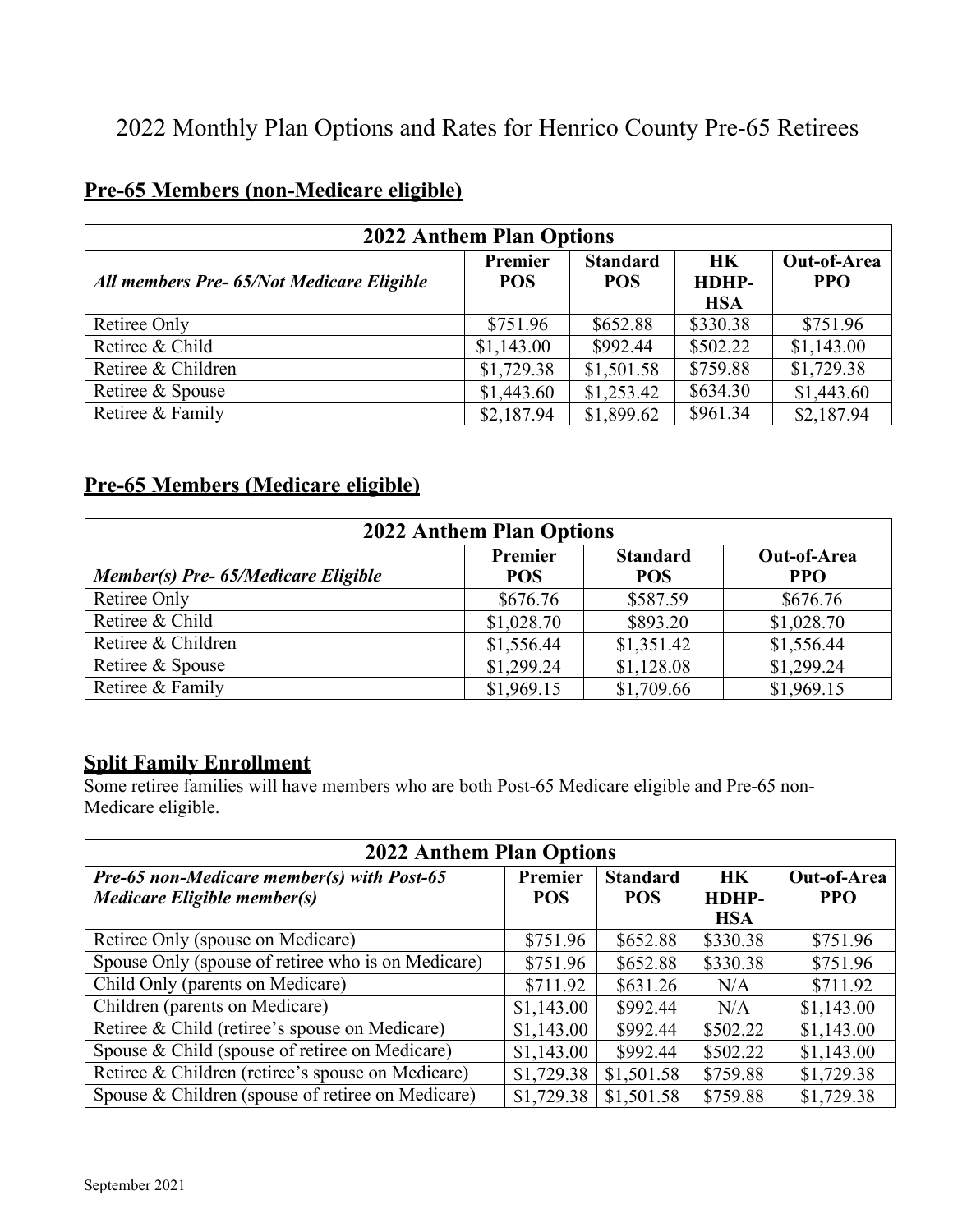# 2022 Monthly Plan Options and Rates for Henrico County Pre-65 Retirees

## Pre-65 Members (non-Medicare eligible)

| 2022 Anthem Plan Options | | | | |
|---|---|---|---|---|
| ***All members Pre- 65/Not Medicare Eligible*** | **Premier POS** | **Standard POS** | **HK HDHP-HSA** | **Out-of-Area PPO** |
| Retiree Only | $751.96 | $652.88 | $330.38 | $751.96 |
| Retiree & Child | $1,143.00 | $992.44 | $502.22 | $1,143.00 |
| Retiree & Children | $1,729.38 | $1,501.58 | $759.88 | $1,729.38 |
| Retiree & Spouse | $1,443.60 | $1,253.42 | $634.30 | $1,443.60 |
| Retiree & Family | $2,187.94 | $1,899.62 | $961.34 | $2,187.94 |

## Pre-65 Members (Medicare eligible)

| 2022 Anthem Plan Options | | | |
|---|---|---|---|
| ***Member(s) Pre- 65/Medicare Eligible*** | **Premier POS** | **Standard POS** | **Out-of-Area PPO** |
| Retiree Only | $676.76 | $587.59 | $676.76 |
| Retiree & Child | $1,028.70 | $893.20 | $1,028.70 |
| Retiree & Children | $1,556.44 | $1,351.42 | $1,556.44 |
| Retiree & Spouse | $1,299.24 | $1,128.08 | $1,299.24 |
| Retiree & Family | $1,969.15 | $1,709.66 | $1,969.15 |

## Split Family Enrollment

Some retiree families will have members who are both Post-65 Medicare eligible and Pre-65 non-Medicare eligible.

| 2022 Anthem Plan Options | | | | |
|---|---|---|---|---|
| ***Pre-65 non-Medicare member(s) with Post-65 Medicare Eligible member(s)*** | **Premier POS** | **Standard POS** | **HK HDHP-HSA** | **Out-of-Area PPO** |
| Retiree Only (spouse on Medicare) | $751.96 | $652.88 | $330.38 | $751.96 |
| Spouse Only (spouse of retiree who is on Medicare) | $751.96 | $652.88 | $330.38 | $751.96 |
| Child Only (parents on Medicare) | $711.92 | $631.26 | N/A | $711.92 |
| Children (parents on Medicare) | $1,143.00 | $992.44 | N/A | $1,143.00 |
| Retiree & Child (retiree's spouse on Medicare) | $1,143.00 | $992.44 | $502.22 | $1,143.00 |
| Spouse & Child (spouse of retiree on Medicare) | $1,143.00 | $992.44 | $502.22 | $1,143.00 |
| Retiree & Children (retiree's spouse on Medicare) | $1,729.38 | $1,501.58 | $759.88 | $1,729.38 |
| Spouse & Children (spouse of retiree on Medicare) | $1,729.38 | $1,501.58 | $759.88 | $1,729.38 |

September 2021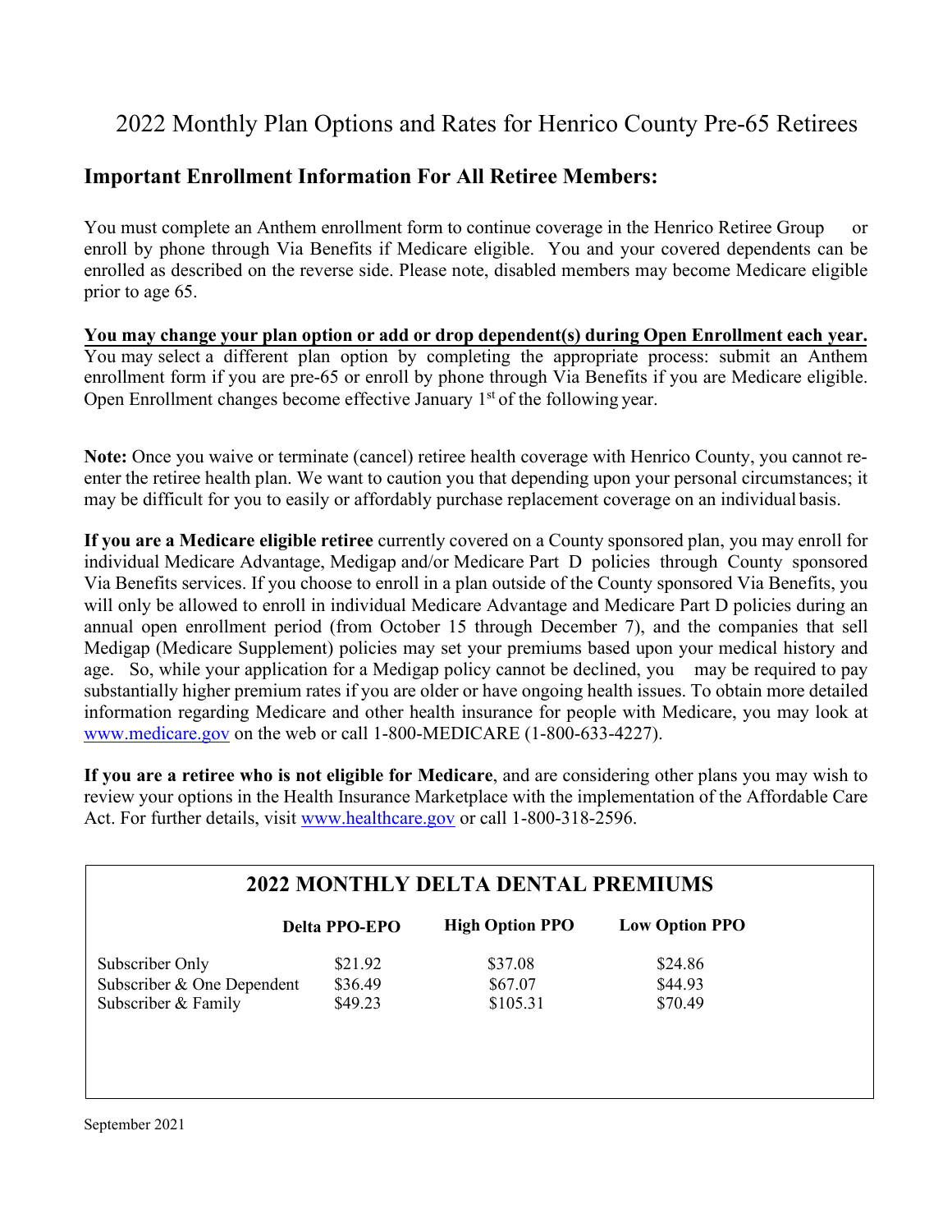# 2022 Monthly Plan Options and Rates for Henrico County Pre-65 Retirees

## Important Enrollment Information For All Retiree Members:

You must complete an Anthem enrollment form to continue coverage in the Henrico Retiree Group or enroll by phone through Via Benefits if Medicare eligible. You and your covered dependents can be enrolled as described on the reverse side. Please note, disabled members may become Medicare eligible prior to age 65.

**You may change your plan option or add or drop dependent(s) during Open Enrollment each year.** You may select a different plan option by completing the appropriate process: submit an Anthem enrollment form if you are pre-65 or enroll by phone through Via Benefits if you are Medicare eligible. Open Enrollment changes become effective January 1st of the following year.

**Note:** Once you waive or terminate (cancel) retiree health coverage with Henrico County, you cannot re-enter the retiree health plan. We want to caution you that depending upon your personal circumstances; it may be difficult for you to easily or affordably purchase replacement coverage on an individual basis.

**If you are a Medicare eligible retiree** currently covered on a County sponsored plan, you may enroll for individual Medicare Advantage, Medigap and/or Medicare Part D policies through County sponsored Via Benefits services. If you choose to enroll in a plan outside of the County sponsored Via Benefits, you will only be allowed to enroll in individual Medicare Advantage and Medicare Part D policies during an annual open enrollment period (from October 15 through December 7), and the companies that sell Medigap (Medicare Supplement) policies may set your premiums based upon your medical history and age. So, while your application for a Medigap policy cannot be declined, you may be required to pay substantially higher premium rates if you are older or have ongoing health issues. To obtain more detailed information regarding Medicare and other health insurance for people with Medicare, you may look at www.medicare.gov on the web or call 1-800-MEDICARE (1-800-633-4227).

**If you are a retiree who is not eligible for Medicare**, and are considering other plans you may wish to review your options in the Health Insurance Marketplace with the implementation of the Affordable Care Act. For further details, visit www.healthcare.gov or call 1-800-318-2596.

## 2022 MONTHLY DELTA DENTAL PREMIUMS

| | Delta PPO-EPO | High Option PPO | Low Option PPO |
|---|---|---|---|
| Subscriber Only | $21.92 | $37.08 | $24.86 |
| Subscriber & One Dependent | $36.49 | $67.07 | $44.93 |
| Subscriber & Family | $49.23 | $105.31 | $70.49 |

September 2021